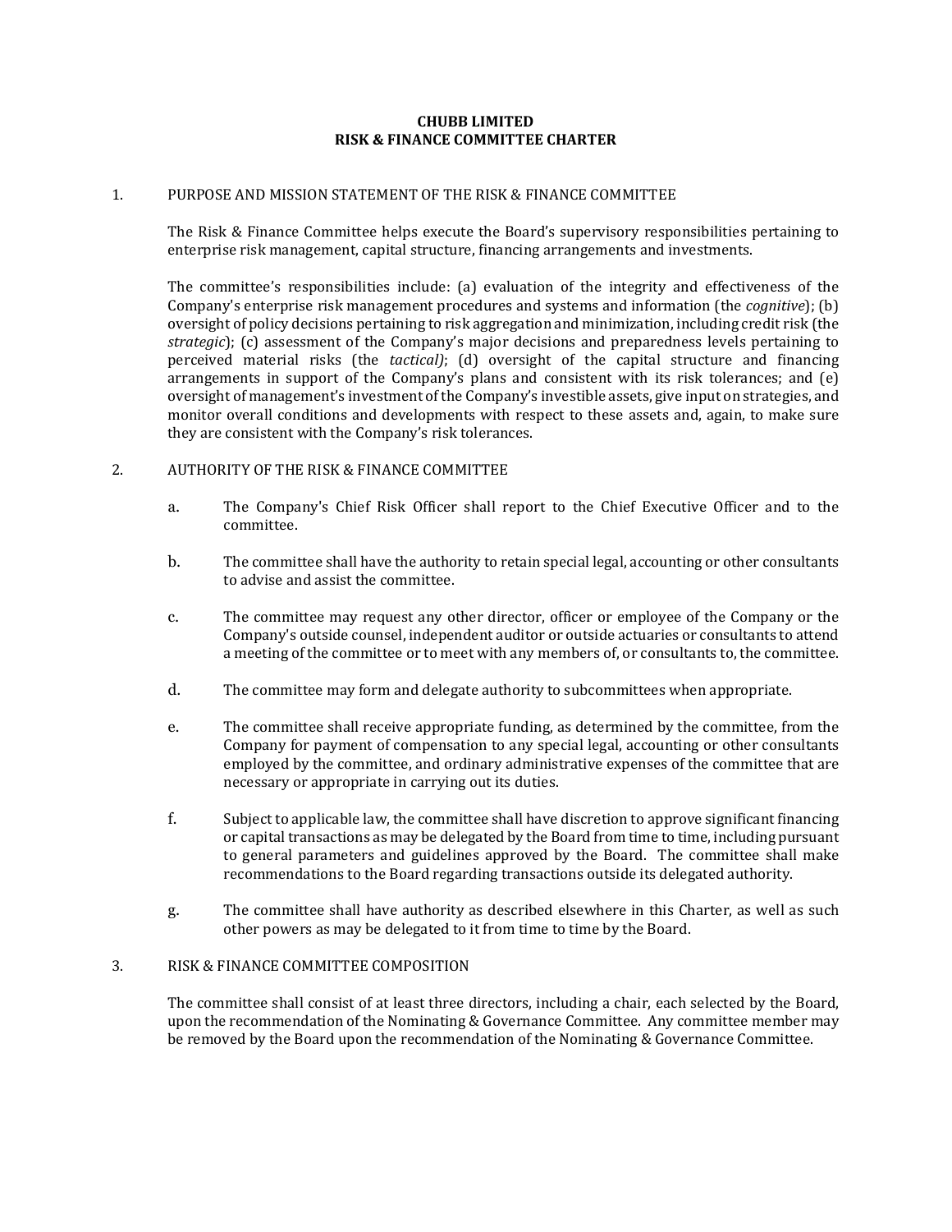# CHUBB LIMITED
# RISK & FINANCE COMMITTEE CHARTER

## 1. PURPOSE AND MISSION STATEMENT OF THE RISK & FINANCE COMMITTEE

The Risk & Finance Committee helps execute the Board's supervisory responsibilities pertaining to enterprise risk management, capital structure, financing arrangements and investments.

The committee's responsibilities include: (a) evaluation of the integrity and effectiveness of the Company's enterprise risk management procedures and systems and information (the *cognitive*); (b) oversight of policy decisions pertaining to risk aggregation and minimization, including credit risk (the *strategic*); (c) assessment of the Company's major decisions and preparedness levels pertaining to perceived material risks (the *tactical)*; (d) oversight of the capital structure and financing arrangements in support of the Company's plans and consistent with its risk tolerances; and (e) oversight of management's investment of the Company's investible assets, give input on strategies, and monitor overall conditions and developments with respect to these assets and, again, to make sure they are consistent with the Company's risk tolerances.

## 2. AUTHORITY OF THE RISK & FINANCE COMMITTEE

a. The Company's Chief Risk Officer shall report to the Chief Executive Officer and to the committee.

b. The committee shall have the authority to retain special legal, accounting or other consultants to advise and assist the committee.

c. The committee may request any other director, officer or employee of the Company or the Company's outside counsel, independent auditor or outside actuaries or consultants to attend a meeting of the committee or to meet with any members of, or consultants to, the committee.

d. The committee may form and delegate authority to subcommittees when appropriate.

e. The committee shall receive appropriate funding, as determined by the committee, from the Company for payment of compensation to any special legal, accounting or other consultants employed by the committee, and ordinary administrative expenses of the committee that are necessary or appropriate in carrying out its duties.

f. Subject to applicable law, the committee shall have discretion to approve significant financing or capital transactions as may be delegated by the Board from time to time, including pursuant to general parameters and guidelines approved by the Board. The committee shall make recommendations to the Board regarding transactions outside its delegated authority.

g. The committee shall have authority as described elsewhere in this Charter, as well as such other powers as may be delegated to it from time to time by the Board.

## 3. RISK & FINANCE COMMITTEE COMPOSITION

The committee shall consist of at least three directors, including a chair, each selected by the Board, upon the recommendation of the Nominating & Governance Committee. Any committee member may be removed by the Board upon the recommendation of the Nominating & Governance Committee.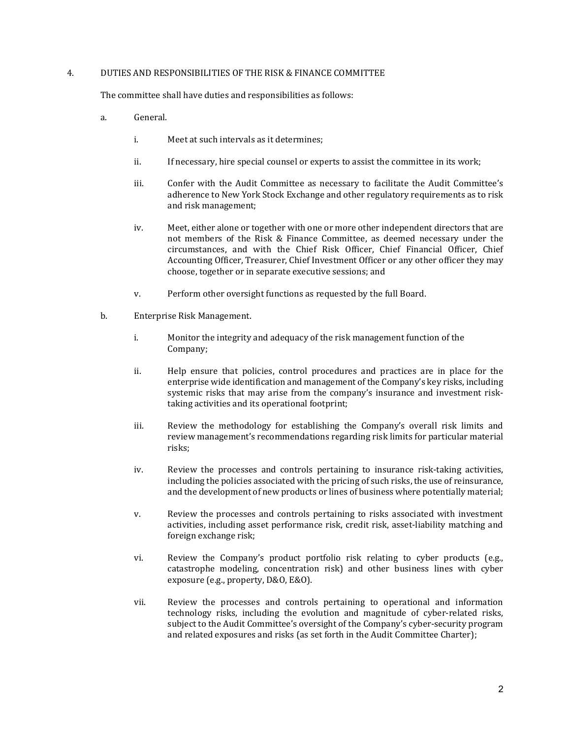4. DUTIES AND RESPONSIBILITIES OF THE RISK & FINANCE COMMITTEE

The committee shall have duties and responsibilities as follows:

a. General.

i. Meet at such intervals as it determines;

ii. If necessary, hire special counsel or experts to assist the committee in its work;

iii. Confer with the Audit Committee as necessary to facilitate the Audit Committee's adherence to New York Stock Exchange and other regulatory requirements as to risk and risk management;

iv. Meet, either alone or together with one or more other independent directors that are not members of the Risk & Finance Committee, as deemed necessary under the circumstances, and with the Chief Risk Officer, Chief Financial Officer, Chief Accounting Officer, Treasurer, Chief Investment Officer or any other officer they may choose, together or in separate executive sessions; and

v. Perform other oversight functions as requested by the full Board.

b. Enterprise Risk Management.

i. Monitor the integrity and adequacy of the risk management function of the Company;

ii. Help ensure that policies, control procedures and practices are in place for the enterprise wide identification and management of the Company's key risks, including systemic risks that may arise from the company's insurance and investment risk-taking activities and its operational footprint;

iii. Review the methodology for establishing the Company's overall risk limits and review management's recommendations regarding risk limits for particular material risks;

iv. Review the processes and controls pertaining to insurance risk-taking activities, including the policies associated with the pricing of such risks, the use of reinsurance, and the development of new products or lines of business where potentially material;

v. Review the processes and controls pertaining to risks associated with investment activities, including asset performance risk, credit risk, asset-liability matching and foreign exchange risk;

vi. Review the Company's product portfolio risk relating to cyber products (e.g., catastrophe modeling, concentration risk) and other business lines with cyber exposure (e.g., property, D&O, E&O).

vii. Review the processes and controls pertaining to operational and information technology risks, including the evolution and magnitude of cyber-related risks, subject to the Audit Committee's oversight of the Company's cyber-security program and related exposures and risks (as set forth in the Audit Committee Charter);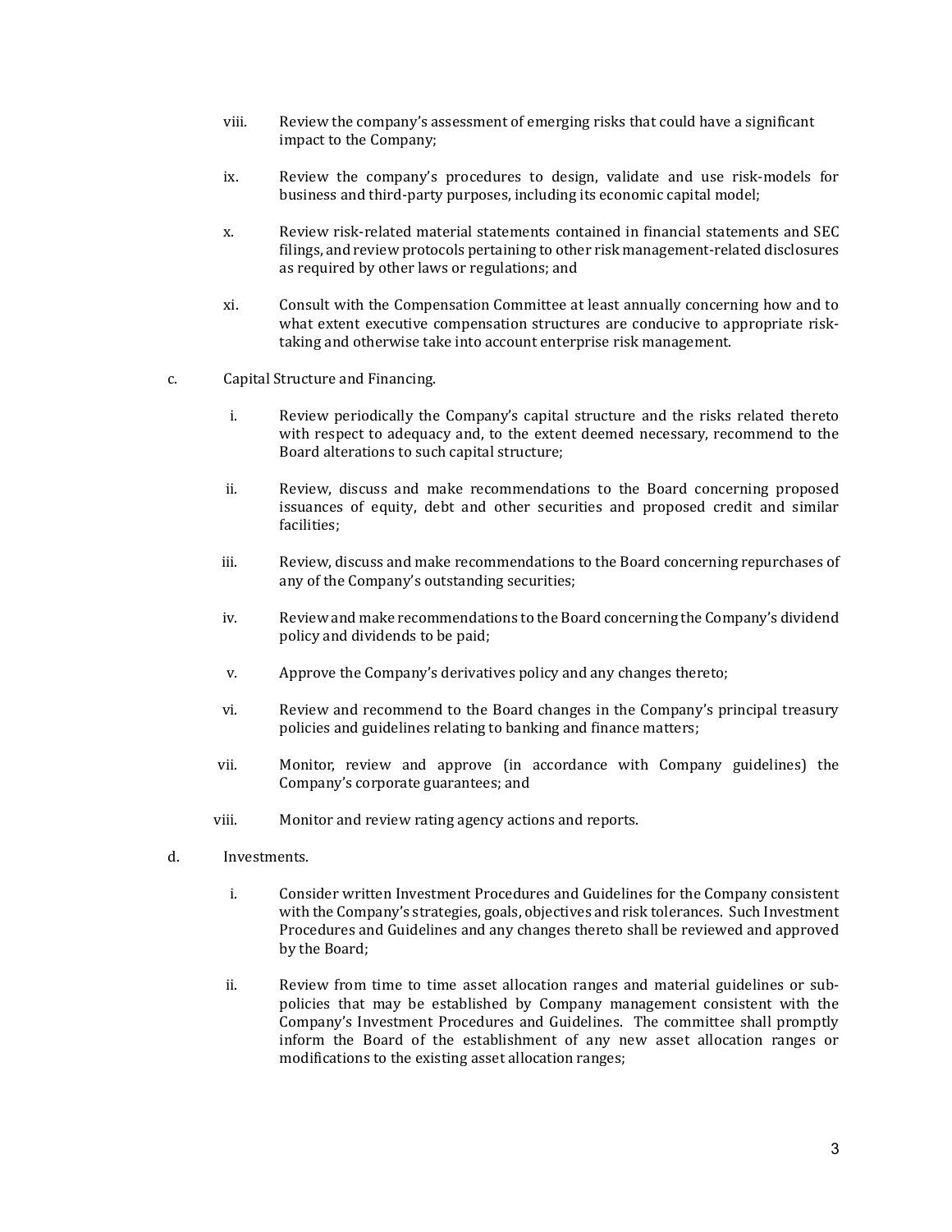viii. Review the company's assessment of emerging risks that could have a significant impact to the Company;

ix. Review the company's procedures to design, validate and use risk-models for business and third-party purposes, including its economic capital model;

x. Review risk-related material statements contained in financial statements and SEC filings, and review protocols pertaining to other risk management-related disclosures as required by other laws or regulations; and

xi. Consult with the Compensation Committee at least annually concerning how and to what extent executive compensation structures are conducive to appropriate risk-taking and otherwise take into account enterprise risk management.

c. Capital Structure and Financing.

i. Review periodically the Company's capital structure and the risks related thereto with respect to adequacy and, to the extent deemed necessary, recommend to the Board alterations to such capital structure;

ii. Review, discuss and make recommendations to the Board concerning proposed issuances of equity, debt and other securities and proposed credit and similar facilities;

iii. Review, discuss and make recommendations to the Board concerning repurchases of any of the Company's outstanding securities;

iv. Review and make recommendations to the Board concerning the Company's dividend policy and dividends to be paid;

v. Approve the Company's derivatives policy and any changes thereto;

vi. Review and recommend to the Board changes in the Company's principal treasury policies and guidelines relating to banking and finance matters;

vii. Monitor, review and approve (in accordance with Company guidelines) the Company's corporate guarantees; and

viii. Monitor and review rating agency actions and reports.

d. Investments.

i. Consider written Investment Procedures and Guidelines for the Company consistent with the Company's strategies, goals, objectives and risk tolerances. Such Investment Procedures and Guidelines and any changes thereto shall be reviewed and approved by the Board;

ii. Review from time to time asset allocation ranges and material guidelines or sub-policies that may be established by Company management consistent with the Company's Investment Procedures and Guidelines. The committee shall promptly inform the Board of the establishment of any new asset allocation ranges or modifications to the existing asset allocation ranges;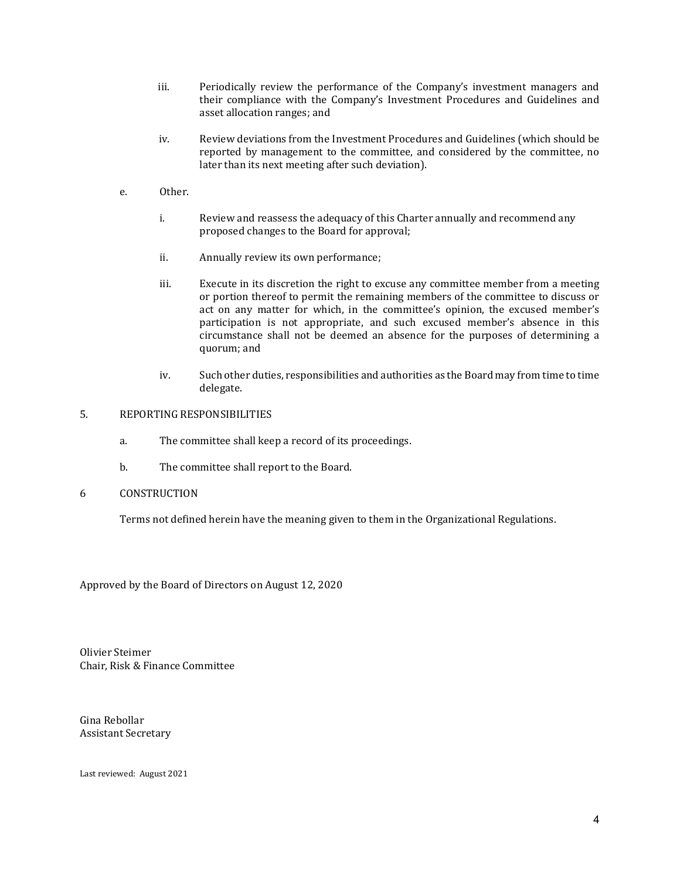iii. Periodically review the performance of the Company's investment managers and their compliance with the Company's Investment Procedures and Guidelines and asset allocation ranges; and

iv. Review deviations from the Investment Procedures and Guidelines (which should be reported by management to the committee, and considered by the committee, no later than its next meeting after such deviation).

e. Other.

i. Review and reassess the adequacy of this Charter annually and recommend any proposed changes to the Board for approval;

ii. Annually review its own performance;

iii. Execute in its discretion the right to excuse any committee member from a meeting or portion thereof to permit the remaining members of the committee to discuss or act on any matter for which, in the committee's opinion, the excused member's participation is not appropriate, and such excused member's absence in this circumstance shall not be deemed an absence for the purposes of determining a quorum; and

iv. Such other duties, responsibilities and authorities as the Board may from time to time delegate.

5. REPORTING RESPONSIBILITIES

a. The committee shall keep a record of its proceedings.

b. The committee shall report to the Board.

6 CONSTRUCTION

Terms not defined herein have the meaning given to them in the Organizational Regulations.

Approved by the Board of Directors on August 12, 2020

Olivier Steimer
Chair, Risk & Finance Committee

Gina Rebollar
Assistant Secretary

Last reviewed: August 2021